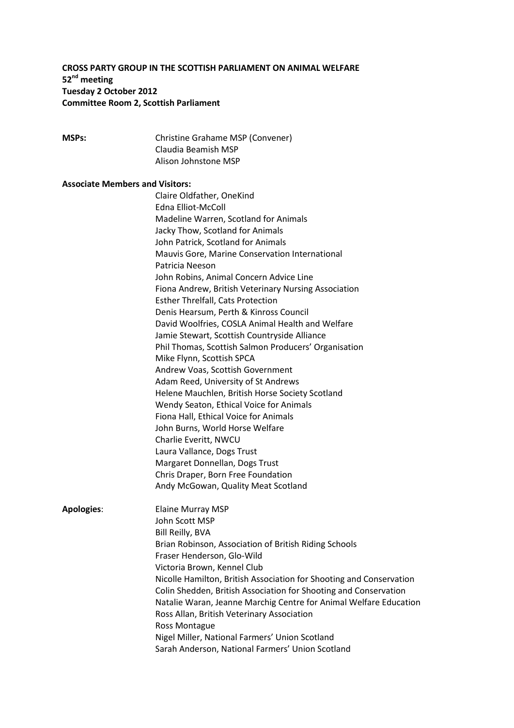**CROSS PARTY GROUP IN THE SCOTTISH PARLIAMENT ON ANIMAL WELFARE**
**52nd meeting**
**Tuesday 2 October 2012**
**Committee Room 2, Scottish Parliament**

**MSPs:**

Christine Grahame MSP (Convener)
Claudia Beamish MSP
Alison Johnstone MSP

**Associate Members and Visitors:**

Claire Oldfather, OneKind
Edna Elliot-McColl
Madeline Warren, Scotland for Animals
Jacky Thow, Scotland for Animals
John Patrick, Scotland for Animals
Mauvis Gore, Marine Conservation International
Patricia Neeson
John Robins, Animal Concern Advice Line
Fiona Andrew, British Veterinary Nursing Association
Esther Threlfall, Cats Protection
Denis Hearsum, Perth & Kinross Council
David Woolfries, COSLA Animal Health and Welfare
Jamie Stewart, Scottish Countryside Alliance
Phil Thomas, Scottish Salmon Producers' Organisation
Mike Flynn, Scottish SPCA
Andrew Voas, Scottish Government
Adam Reed, University of St Andrews
Helene Mauchlen, British Horse Society Scotland
Wendy Seaton, Ethical Voice for Animals
Fiona Hall, Ethical Voice for Animals
John Burns, World Horse Welfare
Charlie Everitt, NWCU
Laura Vallance, Dogs Trust
Margaret Donnellan, Dogs Trust
Chris Draper, Born Free Foundation
Andy McGowan, Quality Meat Scotland

**Apologies**:

Elaine Murray MSP
John Scott MSP
Bill Reilly, BVA
Brian Robinson, Association of British Riding Schools
Fraser Henderson, Glo-Wild
Victoria Brown, Kennel Club
Nicolle Hamilton, British Association for Shooting and Conservation
Colin Shedden, British Association for Shooting and Conservation
Natalie Waran, Jeanne Marchig Centre for Animal Welfare Education
Ross Allan, British Veterinary Association
Ross Montague
Nigel Miller, National Farmers' Union Scotland
Sarah Anderson, National Farmers' Union Scotland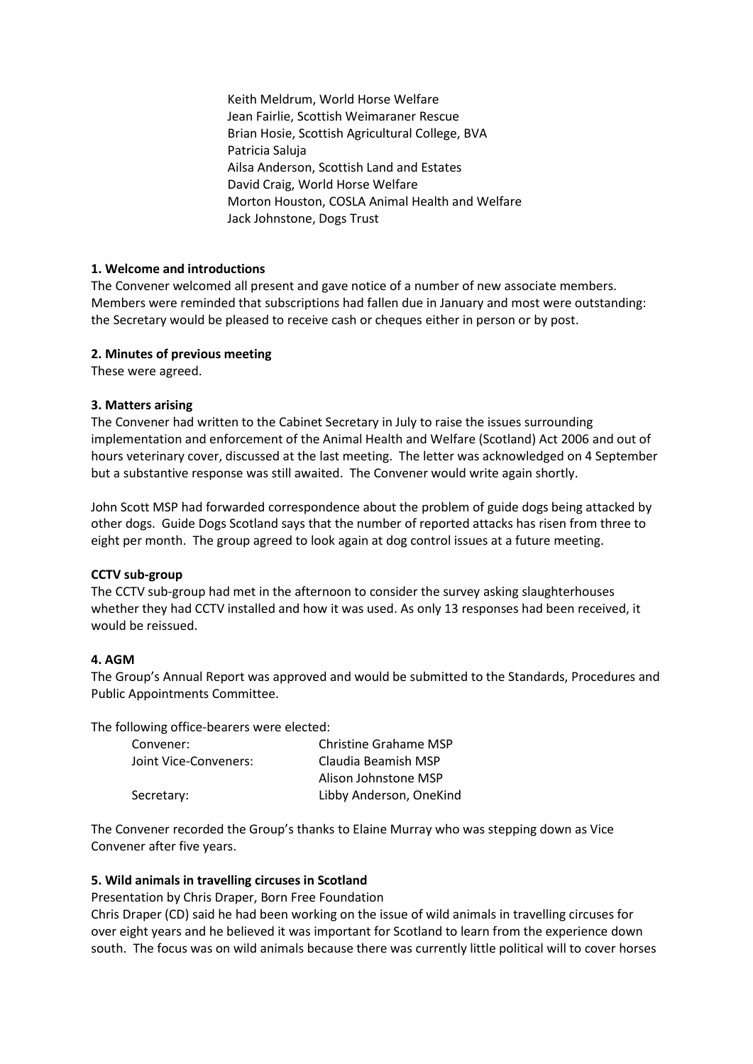Keith Meldrum, World Horse Welfare
Jean Fairlie, Scottish Weimaraner Rescue
Brian Hosie, Scottish Agricultural College, BVA
Patricia Saluja
Ailsa Anderson, Scottish Land and Estates
David Craig, World Horse Welfare
Morton Houston, COSLA Animal Health and Welfare
Jack Johnstone, Dogs Trust

**1. Welcome and introductions**

The Convener welcomed all present and gave notice of a number of new associate members. Members were reminded that subscriptions had fallen due in January and most were outstanding: the Secretary would be pleased to receive cash or cheques either in person or by post.

**2. Minutes of previous meeting**

These were agreed.

**3. Matters arising**

The Convener had written to the Cabinet Secretary in July to raise the issues surrounding implementation and enforcement of the Animal Health and Welfare (Scotland) Act 2006 and out of hours veterinary cover, discussed at the last meeting. The letter was acknowledged on 4 September but a substantive response was still awaited. The Convener would write again shortly.

John Scott MSP had forwarded correspondence about the problem of guide dogs being attacked by other dogs. Guide Dogs Scotland says that the number of reported attacks has risen from three to eight per month. The group agreed to look again at dog control issues at a future meeting.

**CCTV sub-group**

The CCTV sub-group had met in the afternoon to consider the survey asking slaughterhouses whether they had CCTV installed and how it was used. As only 13 responses had been received, it would be reissued.

**4. AGM**

The Group's Annual Report was approved and would be submitted to the Standards, Procedures and Public Appointments Committee.

The following office-bearers were elected:

| | |
|---|---|
| Convener: | Christine Grahame MSP |
| Joint Vice-Conveners: | Claudia Beamish MSP |
| | Alison Johnstone MSP |
| Secretary: | Libby Anderson, OneKind |

The Convener recorded the Group's thanks to Elaine Murray who was stepping down as Vice Convener after five years.

**5. Wild animals in travelling circuses in Scotland**

Presentation by Chris Draper, Born Free Foundation

Chris Draper (CD) said he had been working on the issue of wild animals in travelling circuses for over eight years and he believed it was important for Scotland to learn from the experience down south. The focus was on wild animals because there was currently little political will to cover horses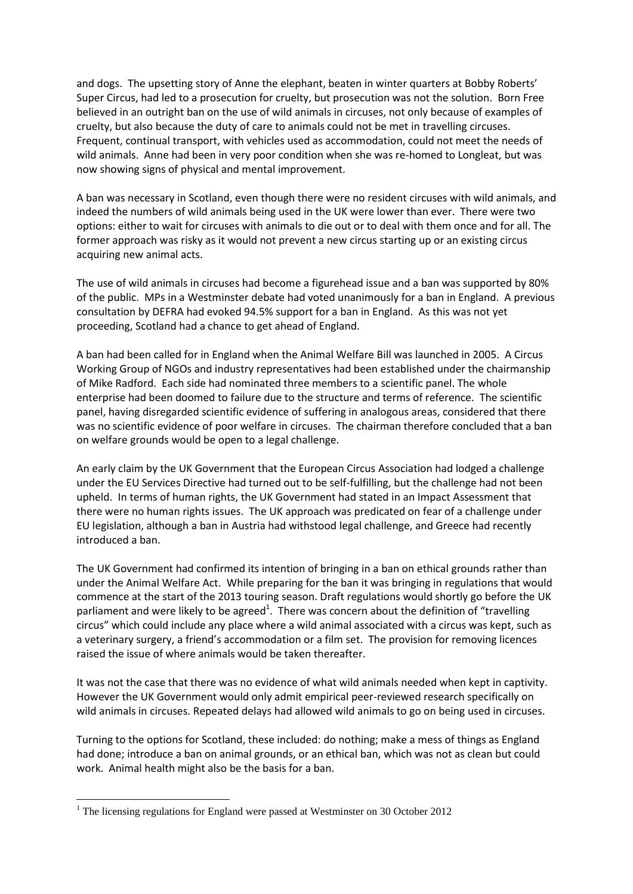and dogs. The upsetting story of Anne the elephant, beaten in winter quarters at Bobby Roberts' Super Circus, had led to a prosecution for cruelty, but prosecution was not the solution. Born Free believed in an outright ban on the use of wild animals in circuses, not only because of examples of cruelty, but also because the duty of care to animals could not be met in travelling circuses. Frequent, continual transport, with vehicles used as accommodation, could not meet the needs of wild animals. Anne had been in very poor condition when she was re-homed to Longleat, but was now showing signs of physical and mental improvement.

A ban was necessary in Scotland, even though there were no resident circuses with wild animals, and indeed the numbers of wild animals being used in the UK were lower than ever. There were two options: either to wait for circuses with animals to die out or to deal with them once and for all. The former approach was risky as it would not prevent a new circus starting up or an existing circus acquiring new animal acts.

The use of wild animals in circuses had become a figurehead issue and a ban was supported by 80% of the public. MPs in a Westminster debate had voted unanimously for a ban in England. A previous consultation by DEFRA had evoked 94.5% support for a ban in England. As this was not yet proceeding, Scotland had a chance to get ahead of England.

A ban had been called for in England when the Animal Welfare Bill was launched in 2005. A Circus Working Group of NGOs and industry representatives had been established under the chairmanship of Mike Radford. Each side had nominated three members to a scientific panel. The whole enterprise had been doomed to failure due to the structure and terms of reference. The scientific panel, having disregarded scientific evidence of suffering in analogous areas, considered that there was no scientific evidence of poor welfare in circuses. The chairman therefore concluded that a ban on welfare grounds would be open to a legal challenge.

An early claim by the UK Government that the European Circus Association had lodged a challenge under the EU Services Directive had turned out to be self-fulfilling, but the challenge had not been upheld. In terms of human rights, the UK Government had stated in an Impact Assessment that there were no human rights issues. The UK approach was predicated on fear of a challenge under EU legislation, although a ban in Austria had withstood legal challenge, and Greece had recently introduced a ban.

The UK Government had confirmed its intention of bringing in a ban on ethical grounds rather than under the Animal Welfare Act. While preparing for the ban it was bringing in regulations that would commence at the start of the 2013 touring season. Draft regulations would shortly go before the UK parliament and were likely to be agreed[1]. There was concern about the definition of "travelling circus" which could include any place where a wild animal associated with a circus was kept, such as a veterinary surgery, a friend's accommodation or a film set. The provision for removing licences raised the issue of where animals would be taken thereafter.

It was not the case that there was no evidence of what wild animals needed when kept in captivity. However the UK Government would only admit empirical peer-reviewed research specifically on wild animals in circuses. Repeated delays had allowed wild animals to go on being used in circuses.

Turning to the options for Scotland, these included: do nothing; make a mess of things as England had done; introduce a ban on animal grounds, or an ethical ban, which was not as clean but could work. Animal health might also be the basis for a ban.

[1] The licensing regulations for England were passed at Westminster on 30 October 2012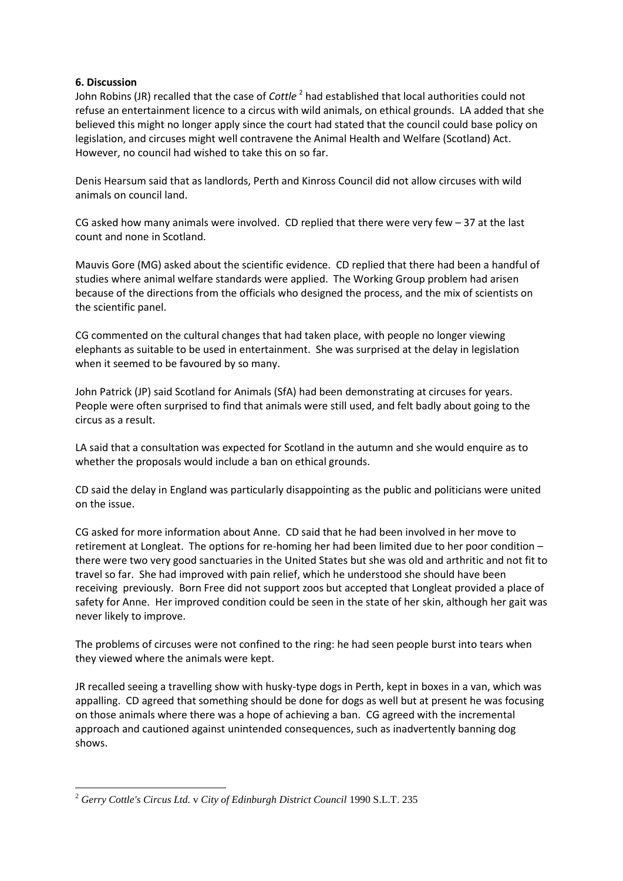**6. Discussion**

John Robins (JR) recalled that the case of *Cottle* [2] had established that local authorities could not refuse an entertainment licence to a circus with wild animals, on ethical grounds. LA added that she believed this might no longer apply since the court had stated that the council could base policy on legislation, and circuses might well contravene the Animal Health and Welfare (Scotland) Act. However, no council had wished to take this on so far.

Denis Hearsum said that as landlords, Perth and Kinross Council did not allow circuses with wild animals on council land.

CG asked how many animals were involved. CD replied that there were very few – 37 at the last count and none in Scotland.

Mauvis Gore (MG) asked about the scientific evidence. CD replied that there had been a handful of studies where animal welfare standards were applied. The Working Group problem had arisen because of the directions from the officials who designed the process, and the mix of scientists on the scientific panel.

CG commented on the cultural changes that had taken place, with people no longer viewing elephants as suitable to be used in entertainment. She was surprised at the delay in legislation when it seemed to be favoured by so many.

John Patrick (JP) said Scotland for Animals (SfA) had been demonstrating at circuses for years. People were often surprised to find that animals were still used, and felt badly about going to the circus as a result.

LA said that a consultation was expected for Scotland in the autumn and she would enquire as to whether the proposals would include a ban on ethical grounds.

CD said the delay in England was particularly disappointing as the public and politicians were united on the issue.

CG asked for more information about Anne. CD said that he had been involved in her move to retirement at Longleat. The options for re-homing her had been limited due to her poor condition – there were two very good sanctuaries in the United States but she was old and arthritic and not fit to travel so far. She had improved with pain relief, which he understood she should have been receiving previously. Born Free did not support zoos but accepted that Longleat provided a place of safety for Anne. Her improved condition could be seen in the state of her skin, although her gait was never likely to improve.

The problems of circuses were not confined to the ring: he had seen people burst into tears when they viewed where the animals were kept.

JR recalled seeing a travelling show with husky-type dogs in Perth, kept in boxes in a van, which was appalling. CD agreed that something should be done for dogs as well but at present he was focusing on those animals where there was a hope of achieving a ban. CG agreed with the incremental approach and cautioned against unintended consequences, such as inadvertently banning dog shows.

---

[2] *Gerry Cottle's Circus Ltd.* v *City of Edinburgh District Council* 1990 S.L.T. 235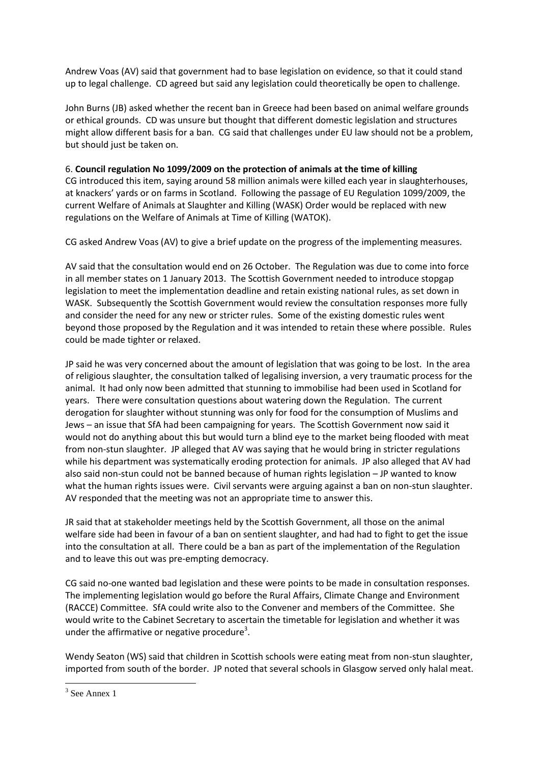Andrew Voas (AV) said that government had to base legislation on evidence, so that it could stand up to legal challenge. CD agreed but said any legislation could theoretically be open to challenge.

John Burns (JB) asked whether the recent ban in Greece had been based on animal welfare grounds or ethical grounds. CD was unsure but thought that different domestic legislation and structures might allow different basis for a ban. CG said that challenges under EU law should not be a problem, but should just be taken on.

6. **Council regulation No 1099/2009 on the protection of animals at the time of killing**

CG introduced this item, saying around 58 million animals were killed each year in slaughterhouses, at knackers' yards or on farms in Scotland. Following the passage of EU Regulation 1099/2009, the current Welfare of Animals at Slaughter and Killing (WASK) Order would be replaced with new regulations on the Welfare of Animals at Time of Killing (WATOK).

CG asked Andrew Voas (AV) to give a brief update on the progress of the implementing measures.

AV said that the consultation would end on 26 October. The Regulation was due to come into force in all member states on 1 January 2013. The Scottish Government needed to introduce stopgap legislation to meet the implementation deadline and retain existing national rules, as set down in WASK. Subsequently the Scottish Government would review the consultation responses more fully and consider the need for any new or stricter rules. Some of the existing domestic rules went beyond those proposed by the Regulation and it was intended to retain these where possible. Rules could be made tighter or relaxed.

JP said he was very concerned about the amount of legislation that was going to be lost. In the area of religious slaughter, the consultation talked of legalising inversion, a very traumatic process for the animal. It had only now been admitted that stunning to immobilise had been used in Scotland for years. There were consultation questions about watering down the Regulation. The current derogation for slaughter without stunning was only for food for the consumption of Muslims and Jews – an issue that SfA had been campaigning for years. The Scottish Government now said it would not do anything about this but would turn a blind eye to the market being flooded with meat from non-stun slaughter. JP alleged that AV was saying that he would bring in stricter regulations while his department was systematically eroding protection for animals. JP also alleged that AV had also said non-stun could not be banned because of human rights legislation – JP wanted to know what the human rights issues were. Civil servants were arguing against a ban on non-stun slaughter. AV responded that the meeting was not an appropriate time to answer this.

JR said that at stakeholder meetings held by the Scottish Government, all those on the animal welfare side had been in favour of a ban on sentient slaughter, and had had to fight to get the issue into the consultation at all. There could be a ban as part of the implementation of the Regulation and to leave this out was pre-empting democracy.

CG said no-one wanted bad legislation and these were points to be made in consultation responses. The implementing legislation would go before the Rural Affairs, Climate Change and Environment (RACCE) Committee. SfA could write also to the Convener and members of the Committee. She would write to the Cabinet Secretary to ascertain the timetable for legislation and whether it was under the affirmative or negative procedure[3].

Wendy Seaton (WS) said that children in Scottish schools were eating meat from non-stun slaughter, imported from south of the border. JP noted that several schools in Glasgow served only halal meat.

[3] See Annex 1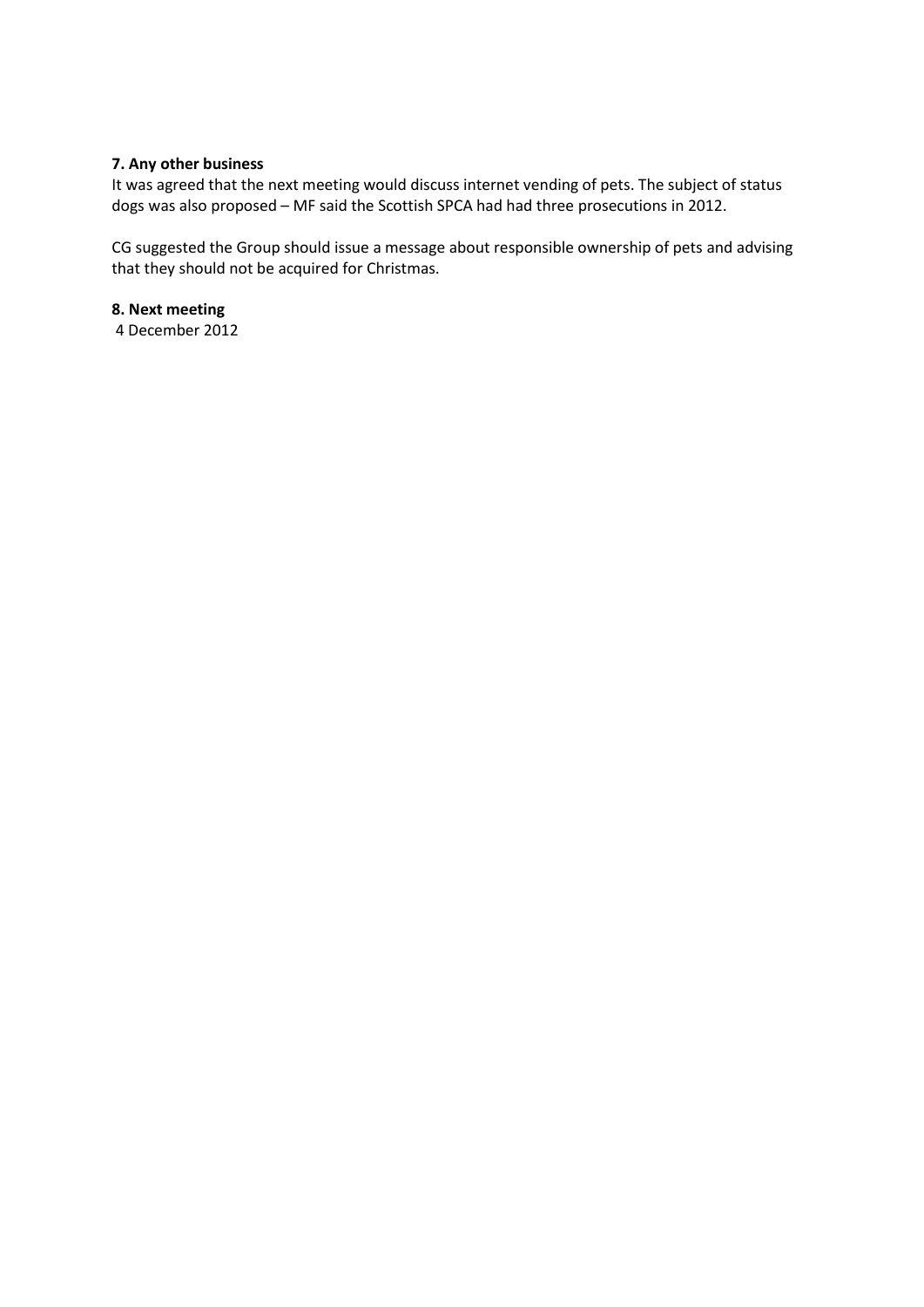**7. Any other business**

It was agreed that the next meeting would discuss internet vending of pets. The subject of status dogs was also proposed – MF said the Scottish SPCA had had three prosecutions in 2012.

CG suggested the Group should issue a message about responsible ownership of pets and advising that they should not be acquired for Christmas.

**8. Next meeting**

4 December 2012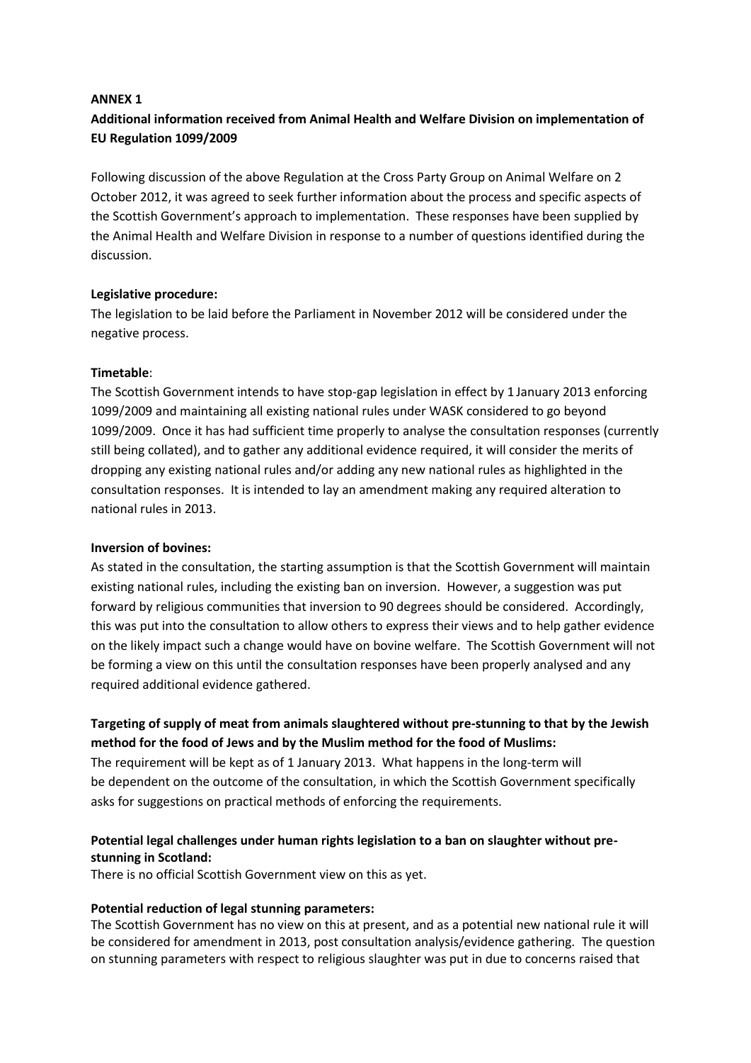**ANNEX 1**

**Additional information received from Animal Health and Welfare Division on implementation of EU Regulation 1099/2009**

Following discussion of the above Regulation at the Cross Party Group on Animal Welfare on 2 October 2012, it was agreed to seek further information about the process and specific aspects of the Scottish Government's approach to implementation. These responses have been supplied by the Animal Health and Welfare Division in response to a number of questions identified during the discussion.

**Legislative procedure:**
The legislation to be laid before the Parliament in November 2012 will be considered under the negative process.

**Timetable**:
The Scottish Government intends to have stop-gap legislation in effect by 1 January 2013 enforcing 1099/2009 and maintaining all existing national rules under WASK considered to go beyond 1099/2009. Once it has had sufficient time properly to analyse the consultation responses (currently still being collated), and to gather any additional evidence required, it will consider the merits of dropping any existing national rules and/or adding any new national rules as highlighted in the consultation responses. It is intended to lay an amendment making any required alteration to national rules in 2013.

**Inversion of bovines:**
As stated in the consultation, the starting assumption is that the Scottish Government will maintain existing national rules, including the existing ban on inversion. However, a suggestion was put forward by religious communities that inversion to 90 degrees should be considered. Accordingly, this was put into the consultation to allow others to express their views and to help gather evidence on the likely impact such a change would have on bovine welfare. The Scottish Government will not be forming a view on this until the consultation responses have been properly analysed and any required additional evidence gathered.

**Targeting of supply of meat from animals slaughtered without pre-stunning to that by the Jewish method for the food of Jews and by the Muslim method for the food of Muslims:**
The requirement will be kept as of 1 January 2013. What happens in the long-term will be dependent on the outcome of the consultation, in which the Scottish Government specifically asks for suggestions on practical methods of enforcing the requirements.

**Potential legal challenges under human rights legislation to a ban on slaughter without pre-stunning in Scotland:**
There is no official Scottish Government view on this as yet.

**Potential reduction of legal stunning parameters:**
The Scottish Government has no view on this at present, and as a potential new national rule it will be considered for amendment in 2013, post consultation analysis/evidence gathering. The question on stunning parameters with respect to religious slaughter was put in due to concerns raised that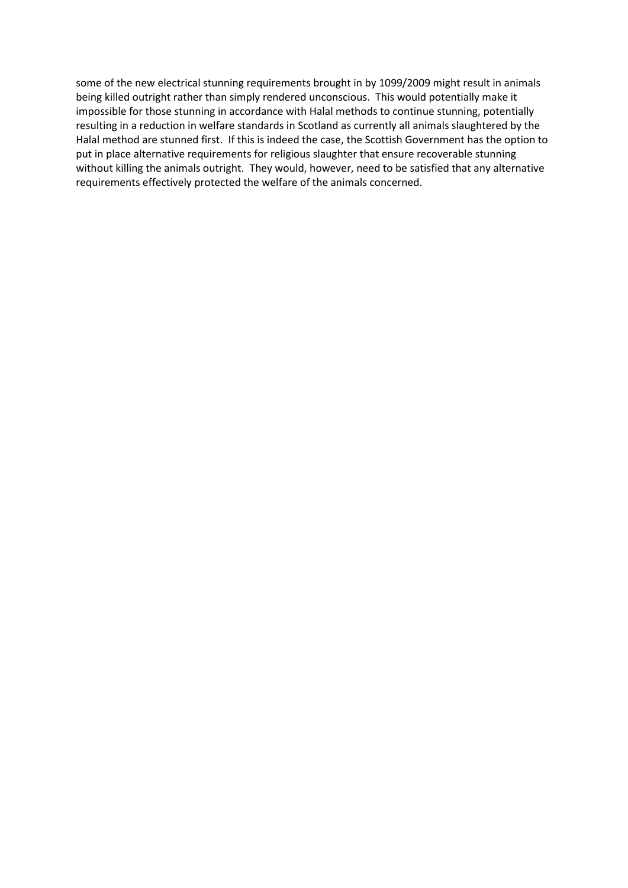some of the new electrical stunning requirements brought in by 1099/2009 might result in animals being killed outright rather than simply rendered unconscious. This would potentially make it impossible for those stunning in accordance with Halal methods to continue stunning, potentially resulting in a reduction in welfare standards in Scotland as currently all animals slaughtered by the Halal method are stunned first. If this is indeed the case, the Scottish Government has the option to put in place alternative requirements for religious slaughter that ensure recoverable stunning without killing the animals outright. They would, however, need to be satisfied that any alternative requirements effectively protected the welfare of the animals concerned.